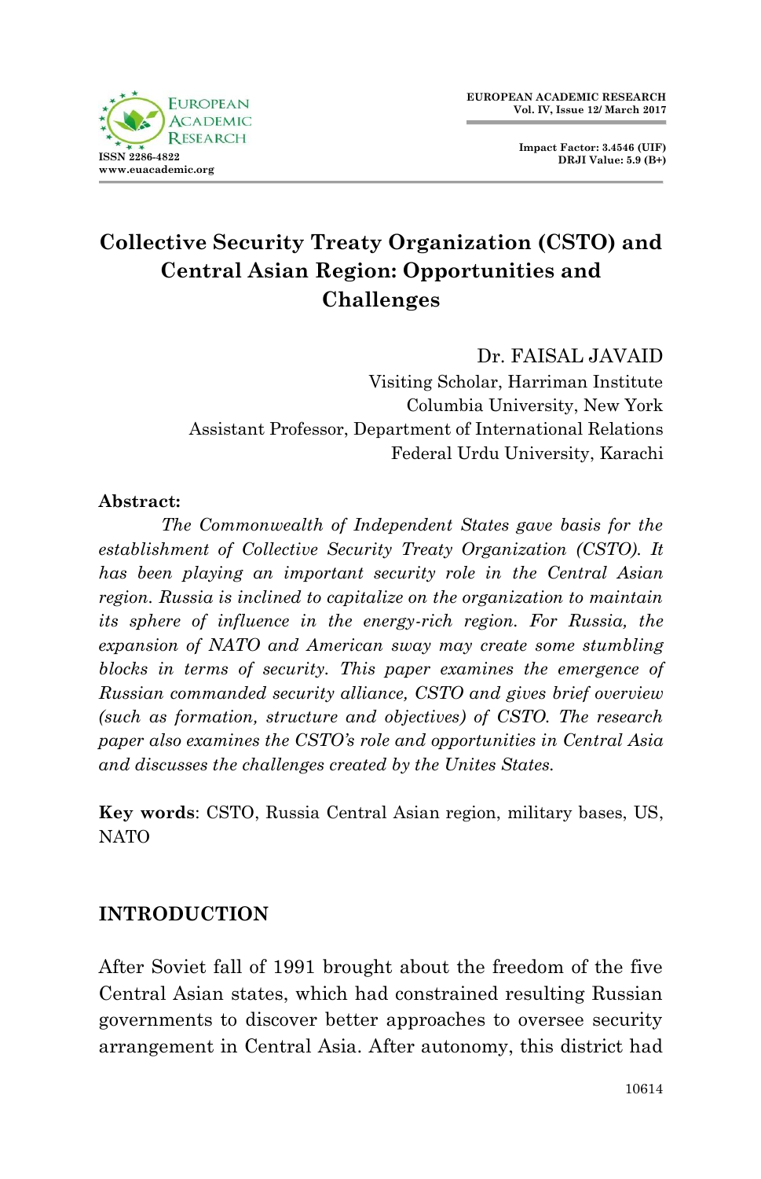# Collective Security Treaty Organization (CSTO) and Central Asian Region: Opportunities and Challenges

Dr. FAISAL JAVAID
Visiting Scholar, Harriman Institute
Columbia University, New York
Assistant Professor, Department of International Relations
Federal Urdu University, Karachi

**Abstract:**

*The Commonwealth of Independent States gave basis for the establishment of Collective Security Treaty Organization (CSTO). It has been playing an important security role in the Central Asian region. Russia is inclined to capitalize on the organization to maintain its sphere of influence in the energy-rich region. For Russia, the expansion of NATO and American sway may create some stumbling blocks in terms of security. This paper examines the emergence of Russian commanded security alliance, CSTO and gives brief overview (such as formation, structure and objectives) of CSTO. The research paper also examines the CSTO's role and opportunities in Central Asia and discusses the challenges created by the Unites States.*

**Key words**: CSTO, Russia Central Asian region, military bases, US, NATO

## INTRODUCTION

After Soviet fall of 1991 brought about the freedom of the five Central Asian states, which had constrained resulting Russian governments to discover better approaches to oversee security arrangement in Central Asia. After autonomy, this district had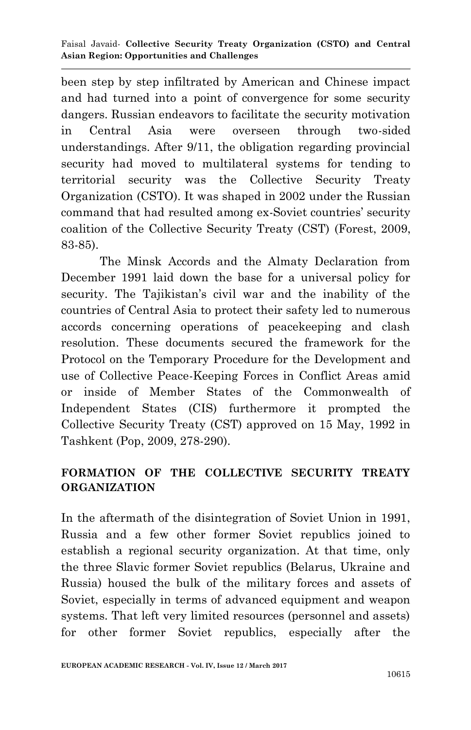been step by step infiltrated by American and Chinese impact and had turned into a point of convergence for some security dangers. Russian endeavors to facilitate the security motivation in Central Asia were overseen through two-sided understandings. After 9/11, the obligation regarding provincial security had moved to multilateral systems for tending to territorial security was the Collective Security Treaty Organization (CSTO). It was shaped in 2002 under the Russian command that had resulted among ex-Soviet countries' security coalition of the Collective Security Treaty (CST) (Forest, 2009, 83-85).

The Minsk Accords and the Almaty Declaration from December 1991 laid down the base for a universal policy for security. The Tajikistan's civil war and the inability of the countries of Central Asia to protect their safety led to numerous accords concerning operations of peacekeeping and clash resolution. These documents secured the framework for the Protocol on the Temporary Procedure for the Development and use of Collective Peace-Keeping Forces in Conflict Areas amid or inside of Member States of the Commonwealth of Independent States (CIS) furthermore it prompted the Collective Security Treaty (CST) approved on 15 May, 1992 in Tashkent (Pop, 2009, 278-290).

## FORMATION OF THE COLLECTIVE SECURITY TREATY ORGANIZATION

In the aftermath of the disintegration of Soviet Union in 1991, Russia and a few other former Soviet republics joined to establish a regional security organization. At that time, only the three Slavic former Soviet republics (Belarus, Ukraine and Russia) housed the bulk of the military forces and assets of Soviet, especially in terms of advanced equipment and weapon systems. That left very limited resources (personnel and assets) for other former Soviet republics, especially after the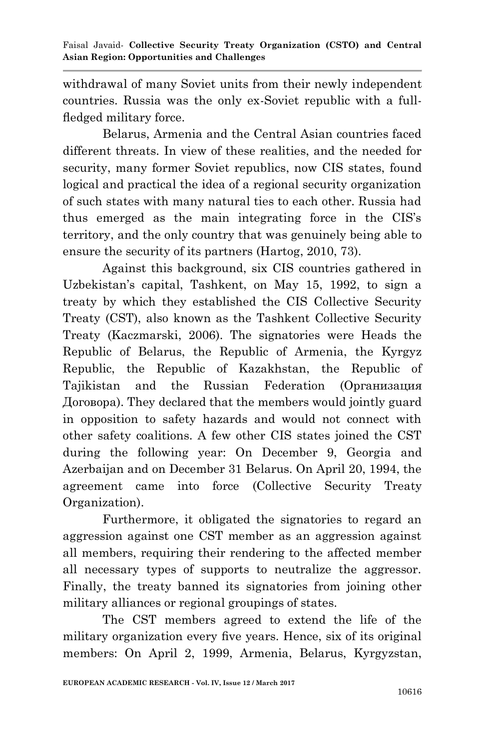withdrawal of many Soviet units from their newly independent countries. Russia was the only ex-Soviet republic with a full-fledged military force.

Belarus, Armenia and the Central Asian countries faced different threats. In view of these realities, and the needed for security, many former Soviet republics, now CIS states, found logical and practical the idea of a regional security organization of such states with many natural ties to each other. Russia had thus emerged as the main integrating force in the CIS's territory, and the only country that was genuinely being able to ensure the security of its partners (Hartog, 2010, 73).

Against this background, six CIS countries gathered in Uzbekistan's capital, Tashkent, on May 15, 1992, to sign a treaty by which they established the CIS Collective Security Treaty (CST), also known as the Tashkent Collective Security Treaty (Kaczmarski, 2006). The signatories were Heads the Republic of Belarus, the Republic of Armenia, the Kyrgyz Republic, the Republic of Kazakhstan, the Republic of Tajikistan and the Russian Federation (Организация Договора). They declared that the members would jointly guard in opposition to safety hazards and would not connect with other safety coalitions. A few other CIS states joined the CST during the following year: On December 9, Georgia and Azerbaijan and on December 31 Belarus. On April 20, 1994, the agreement came into force (Collective Security Treaty Organization).

Furthermore, it obligated the signatories to regard an aggression against one CST member as an aggression against all members, requiring their rendering to the affected member all necessary types of supports to neutralize the aggressor. Finally, the treaty banned its signatories from joining other military alliances or regional groupings of states.

The CST members agreed to extend the life of the military organization every five years. Hence, six of its original members: On April 2, 1999, Armenia, Belarus, Kyrgyzstan,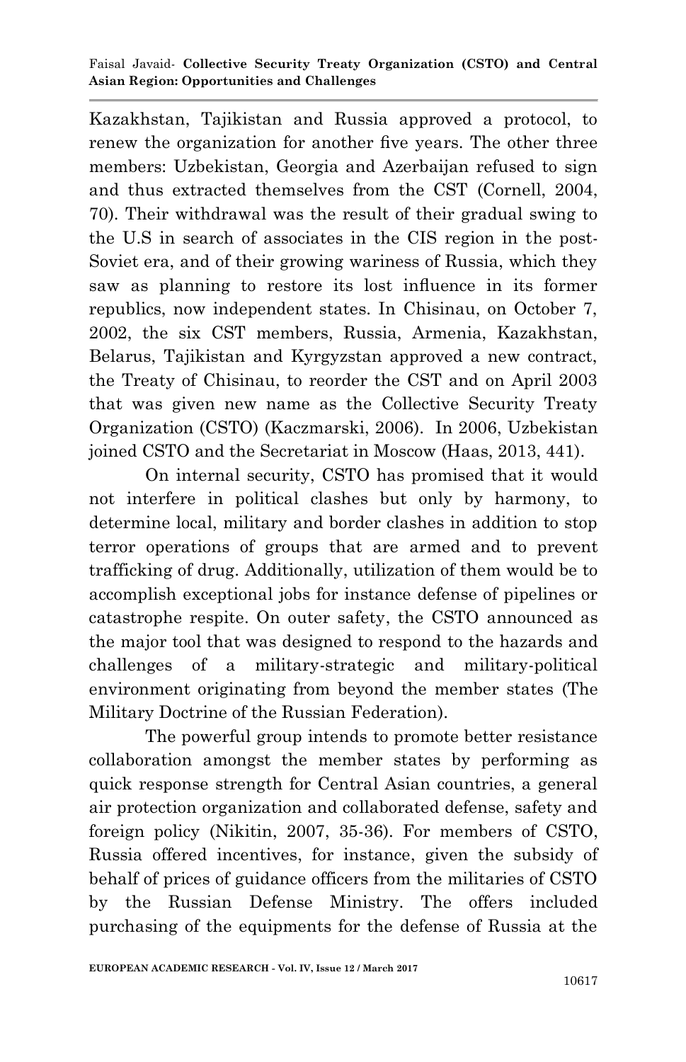Kazakhstan, Tajikistan and Russia approved a protocol, to renew the organization for another five years. The other three members: Uzbekistan, Georgia and Azerbaijan refused to sign and thus extracted themselves from the CST (Cornell, 2004, 70). Their withdrawal was the result of their gradual swing to the U.S in search of associates in the CIS region in the post-Soviet era, and of their growing wariness of Russia, which they saw as planning to restore its lost influence in its former republics, now independent states. In Chisinau, on October 7, 2002, the six CST members, Russia, Armenia, Kazakhstan, Belarus, Tajikistan and Kyrgyzstan approved a new contract, the Treaty of Chisinau, to reorder the CST and on April 2003 that was given new name as the Collective Security Treaty Organization (CSTO) (Kaczmarski, 2006). In 2006, Uzbekistan joined CSTO and the Secretariat in Moscow (Haas, 2013, 441).

On internal security, CSTO has promised that it would not interfere in political clashes but only by harmony, to determine local, military and border clashes in addition to stop terror operations of groups that are armed and to prevent trafficking of drug. Additionally, utilization of them would be to accomplish exceptional jobs for instance defense of pipelines or catastrophe respite. On outer safety, the CSTO announced as the major tool that was designed to respond to the hazards and challenges of a military-strategic and military-political environment originating from beyond the member states (The Military Doctrine of the Russian Federation).

The powerful group intends to promote better resistance collaboration amongst the member states by performing as quick response strength for Central Asian countries, a general air protection organization and collaborated defense, safety and foreign policy (Nikitin, 2007, 35-36). For members of CSTO, Russia offered incentives, for instance, given the subsidy of behalf of prices of guidance officers from the militaries of CSTO by the Russian Defense Ministry. The offers included purchasing of the equipments for the defense of Russia at the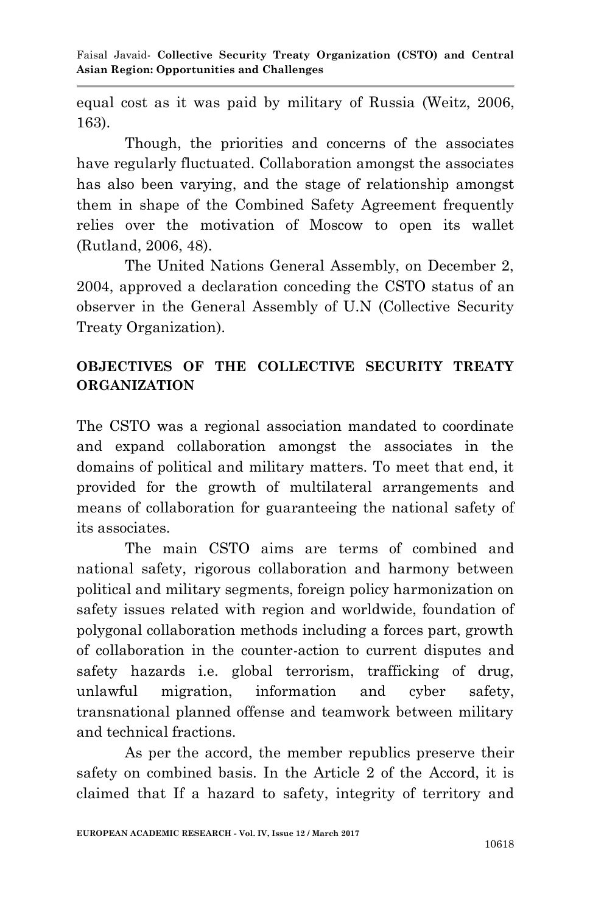equal cost as it was paid by military of Russia (Weitz, 2006, 163).

Though, the priorities and concerns of the associates have regularly fluctuated. Collaboration amongst the associates has also been varying, and the stage of relationship amongst them in shape of the Combined Safety Agreement frequently relies over the motivation of Moscow to open its wallet (Rutland, 2006, 48).

The United Nations General Assembly, on December 2, 2004, approved a declaration conceding the CSTO status of an observer in the General Assembly of U.N (Collective Security Treaty Organization).

## OBJECTIVES OF THE COLLECTIVE SECURITY TREATY ORGANIZATION

The CSTO was a regional association mandated to coordinate and expand collaboration amongst the associates in the domains of political and military matters. To meet that end, it provided for the growth of multilateral arrangements and means of collaboration for guaranteeing the national safety of its associates.

The main CSTO aims are terms of combined and national safety, rigorous collaboration and harmony between political and military segments, foreign policy harmonization on safety issues related with region and worldwide, foundation of polygonal collaboration methods including a forces part, growth of collaboration in the counter-action to current disputes and safety hazards i.e. global terrorism, trafficking of drug, unlawful migration, information and cyber safety, transnational planned offense and teamwork between military and technical fractions.

As per the accord, the member republics preserve their safety on combined basis. In the Article 2 of the Accord, it is claimed that If a hazard to safety, integrity of territory and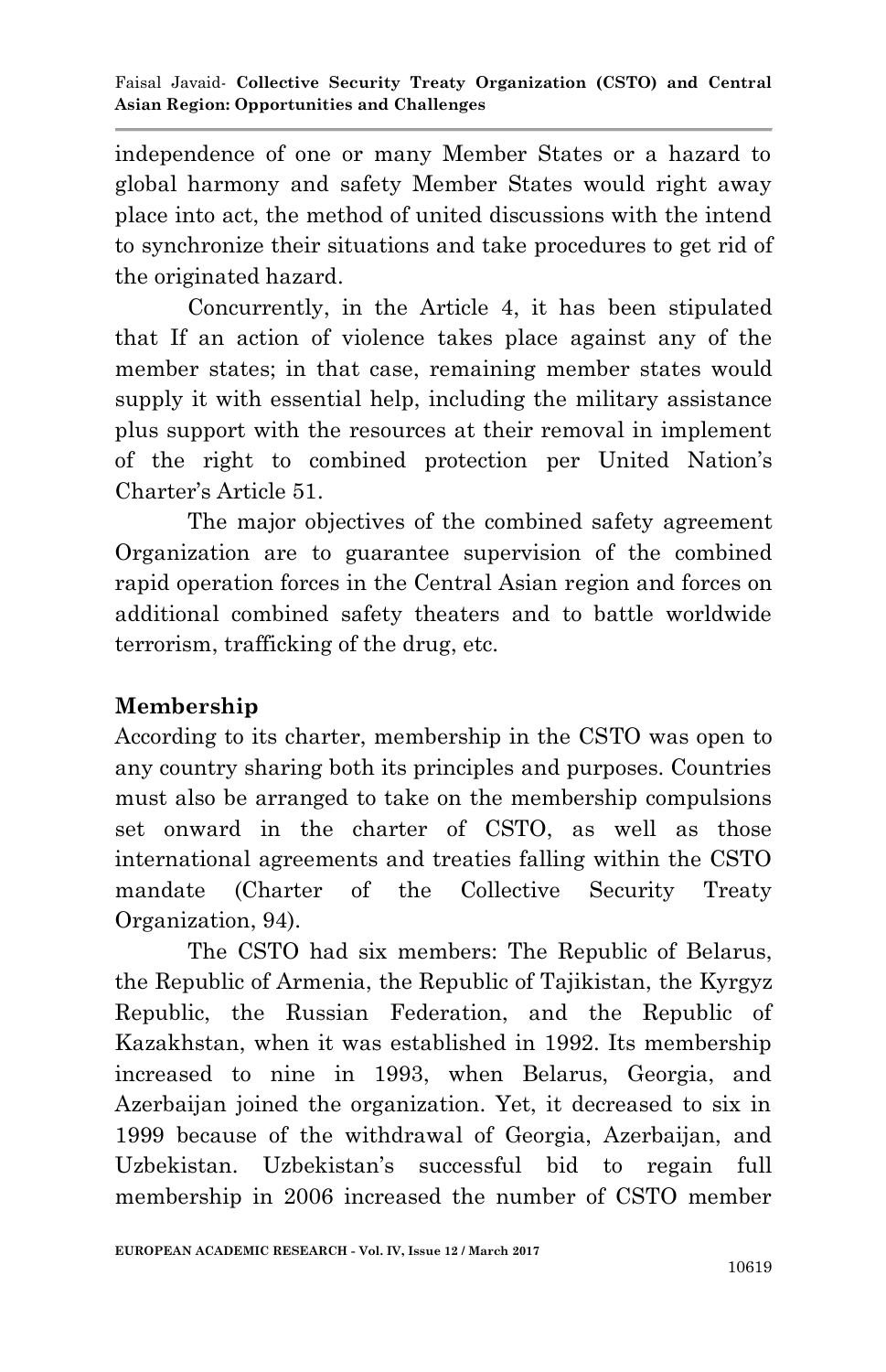independence of one or many Member States or a hazard to global harmony and safety Member States would right away place into act, the method of united discussions with the intend to synchronize their situations and take procedures to get rid of the originated hazard.

Concurrently, in the Article 4, it has been stipulated that If an action of violence takes place against any of the member states; in that case, remaining member states would supply it with essential help, including the military assistance plus support with the resources at their removal in implement of the right to combined protection per United Nation's Charter's Article 51.

The major objectives of the combined safety agreement Organization are to guarantee supervision of the combined rapid operation forces in the Central Asian region and forces on additional combined safety theaters and to battle worldwide terrorism, trafficking of the drug, etc.

## Membership

According to its charter, membership in the CSTO was open to any country sharing both its principles and purposes. Countries must also be arranged to take on the membership compulsions set onward in the charter of CSTO, as well as those international agreements and treaties falling within the CSTO mandate (Charter of the Collective Security Treaty Organization, 94).

The CSTO had six members: The Republic of Belarus, the Republic of Armenia, the Republic of Tajikistan, the Kyrgyz Republic, the Russian Federation, and the Republic of Kazakhstan, when it was established in 1992. Its membership increased to nine in 1993, when Belarus, Georgia, and Azerbaijan joined the organization. Yet, it decreased to six in 1999 because of the withdrawal of Georgia, Azerbaijan, and Uzbekistan. Uzbekistan's successful bid to regain full membership in 2006 increased the number of CSTO member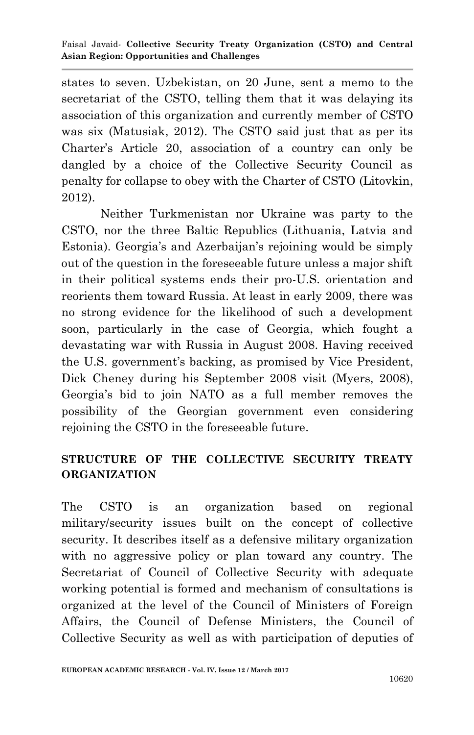states to seven. Uzbekistan, on 20 June, sent a memo to the secretariat of the CSTO, telling them that it was delaying its association of this organization and currently member of CSTO was six (Matusiak, 2012). The CSTO said just that as per its Charter's Article 20, association of a country can only be dangled by a choice of the Collective Security Council as penalty for collapse to obey with the Charter of CSTO (Litovkin, 2012).

Neither Turkmenistan nor Ukraine was party to the CSTO, nor the three Baltic Republics (Lithuania, Latvia and Estonia). Georgia's and Azerbaijan's rejoining would be simply out of the question in the foreseeable future unless a major shift in their political systems ends their pro-U.S. orientation and reorients them toward Russia. At least in early 2009, there was no strong evidence for the likelihood of such a development soon, particularly in the case of Georgia, which fought a devastating war with Russia in August 2008. Having received the U.S. government's backing, as promised by Vice President, Dick Cheney during his September 2008 visit (Myers, 2008), Georgia's bid to join NATO as a full member removes the possibility of the Georgian government even considering rejoining the CSTO in the foreseeable future.

## STRUCTURE OF THE COLLECTIVE SECURITY TREATY ORGANIZATION

The CSTO is an organization based on regional military/security issues built on the concept of collective security. It describes itself as a defensive military organization with no aggressive policy or plan toward any country. The Secretariat of Council of Collective Security with adequate working potential is formed and mechanism of consultations is organized at the level of the Council of Ministers of Foreign Affairs, the Council of Defense Ministers, the Council of Collective Security as well as with participation of deputies of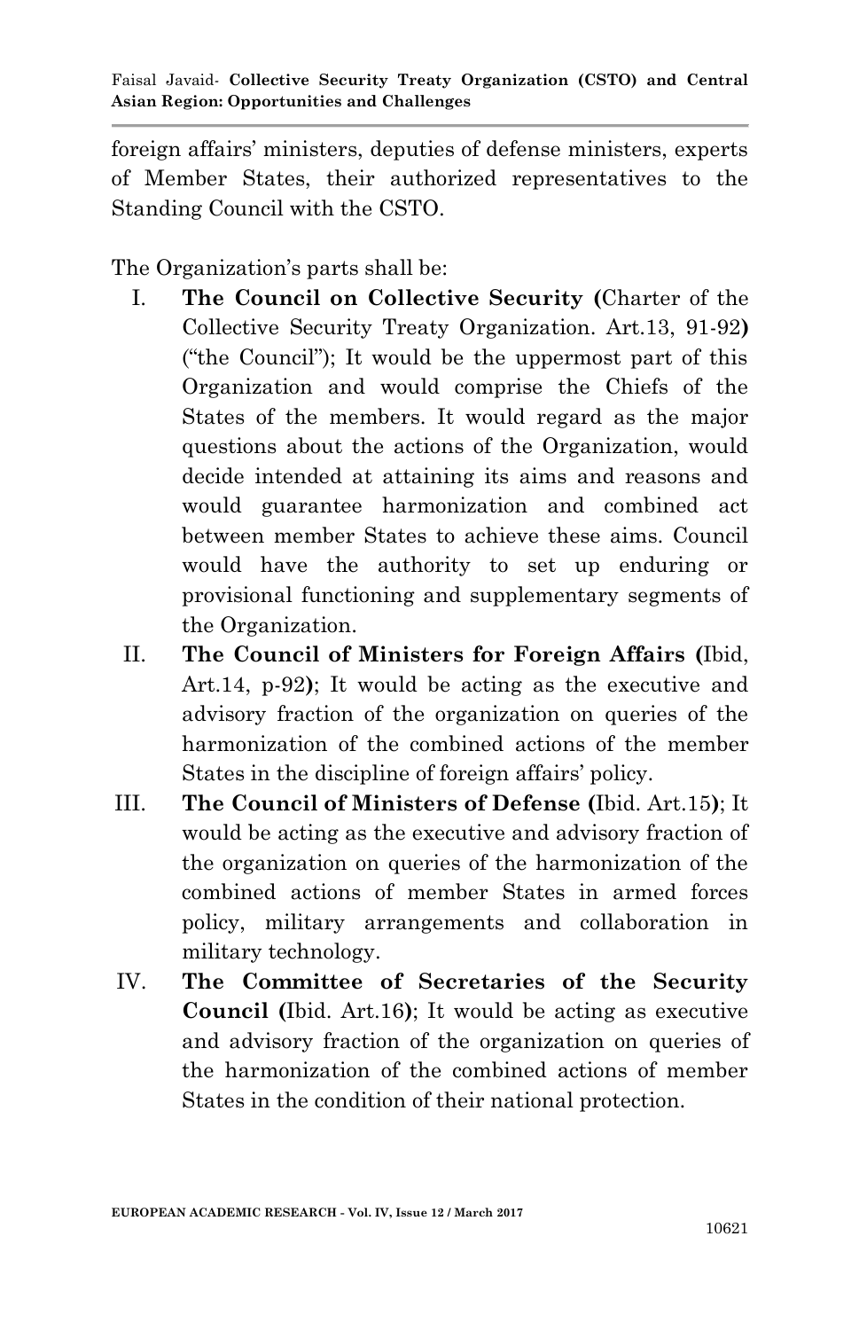foreign affairs' ministers, deputies of defense ministers, experts of Member States, their authorized representatives to the Standing Council with the CSTO.

The Organization's parts shall be:

I. **The Council on Collective Security (**Charter of the Collective Security Treaty Organization. Art.13, 91-92**)** ("the Council"); It would be the uppermost part of this Organization and would comprise the Chiefs of the States of the members. It would regard as the major questions about the actions of the Organization, would decide intended at attaining its aims and reasons and would guarantee harmonization and combined act between member States to achieve these aims. Council would have the authority to set up enduring or provisional functioning and supplementary segments of the Organization.

II. **The Council of Ministers for Foreign Affairs (**Ibid, Art.14, p-92**)**; It would be acting as the executive and advisory fraction of the organization on queries of the harmonization of the combined actions of the member States in the discipline of foreign affairs' policy.

III. **The Council of Ministers of Defense (**Ibid. Art.15**)**; It would be acting as the executive and advisory fraction of the organization on queries of the harmonization of the combined actions of member States in armed forces policy, military arrangements and collaboration in military technology.

IV. **The Committee of Secretaries of the Security Council (**Ibid. Art.16**)**; It would be acting as executive and advisory fraction of the organization on queries of the harmonization of the combined actions of member States in the condition of their national protection.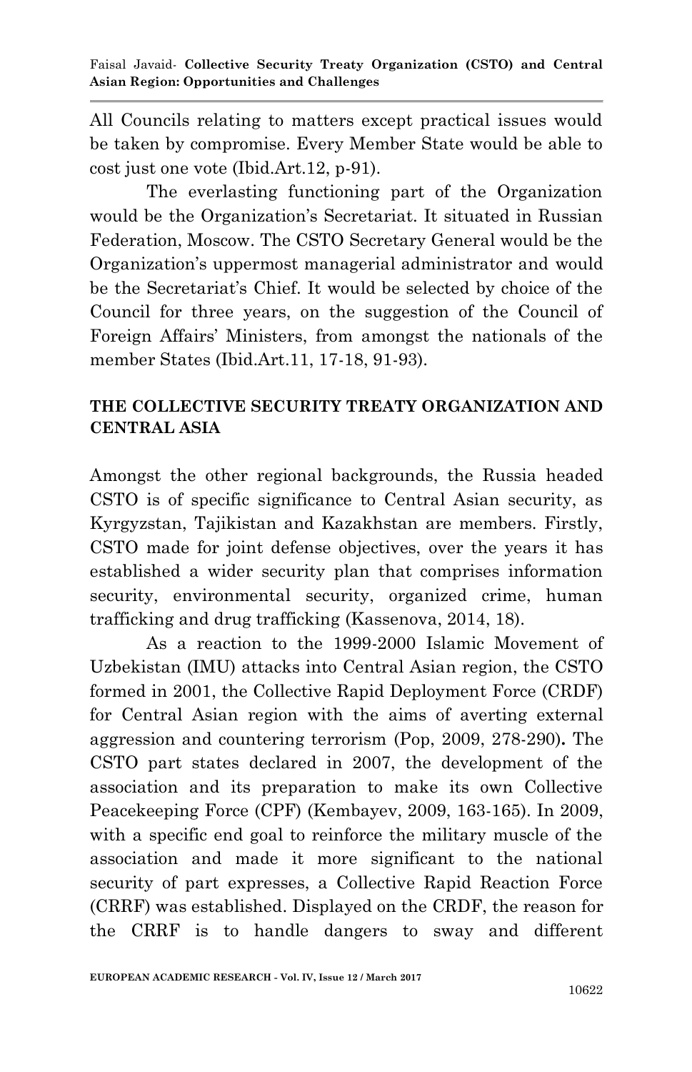All Councils relating to matters except practical issues would be taken by compromise. Every Member State would be able to cost just one vote (Ibid.Art.12, p-91).

The everlasting functioning part of the Organization would be the Organization's Secretariat. It situated in Russian Federation, Moscow. The CSTO Secretary General would be the Organization's uppermost managerial administrator and would be the Secretariat's Chief. It would be selected by choice of the Council for three years, on the suggestion of the Council of Foreign Affairs' Ministers, from amongst the nationals of the member States (Ibid.Art.11, 17-18, 91-93).

## THE COLLECTIVE SECURITY TREATY ORGANIZATION AND CENTRAL ASIA

Amongst the other regional backgrounds, the Russia headed CSTO is of specific significance to Central Asian security, as Kyrgyzstan, Tajikistan and Kazakhstan are members. Firstly, CSTO made for joint defense objectives, over the years it has established a wider security plan that comprises information security, environmental security, organized crime, human trafficking and drug trafficking (Kassenova, 2014, 18).

As a reaction to the 1999-2000 Islamic Movement of Uzbekistan (IMU) attacks into Central Asian region, the CSTO formed in 2001, the Collective Rapid Deployment Force (CRDF) for Central Asian region with the aims of averting external aggression and countering terrorism (Pop, 2009, 278-290)**.** The CSTO part states declared in 2007, the development of the association and its preparation to make its own Collective Peacekeeping Force (CPF) (Kembayev, 2009, 163-165). In 2009, with a specific end goal to reinforce the military muscle of the association and made it more significant to the national security of part expresses, a Collective Rapid Reaction Force (CRRF) was established. Displayed on the CRDF, the reason for the CRRF is to handle dangers to sway and different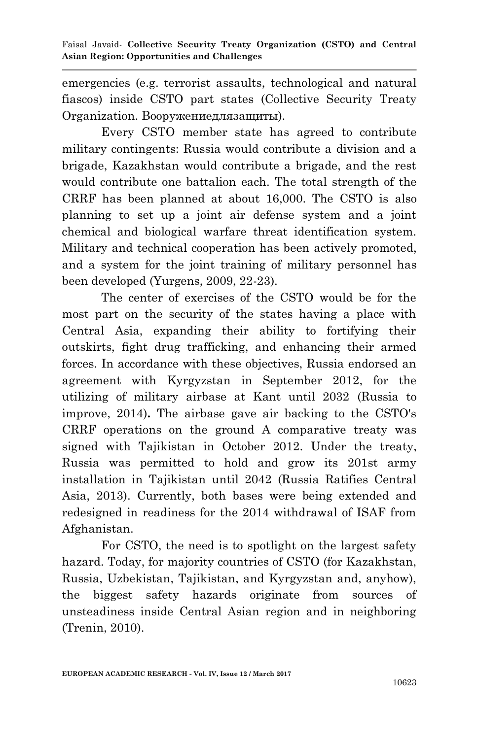emergencies (e.g. terrorist assaults, technological and natural fiascos) inside CSTO part states (Collective Security Treaty Organization. Вооружениедлязащиты).

Every CSTO member state has agreed to contribute military contingents: Russia would contribute a division and a brigade, Kazakhstan would contribute a brigade, and the rest would contribute one battalion each. The total strength of the CRRF has been planned at about 16,000. The CSTO is also planning to set up a joint air defense system and a joint chemical and biological warfare threat identification system. Military and technical cooperation has been actively promoted, and a system for the joint training of military personnel has been developed (Yurgens, 2009, 22-23).

The center of exercises of the CSTO would be for the most part on the security of the states having a place with Central Asia, expanding their ability to fortifying their outskirts, fight drug trafficking, and enhancing their armed forces. In accordance with these objectives, Russia endorsed an agreement with Kyrgyzstan in September 2012, for the utilizing of military airbase at Kant until 2032 (Russia to improve, 2014)**.** The airbase gave air backing to the CSTO's CRRF operations on the ground A comparative treaty was signed with Tajikistan in October 2012. Under the treaty, Russia was permitted to hold and grow its 201st army installation in Tajikistan until 2042 (Russia Ratifies Central Asia, 2013). Currently, both bases were being extended and redesigned in readiness for the 2014 withdrawal of ISAF from Afghanistan.

For CSTO, the need is to spotlight on the largest safety hazard. Today, for majority countries of CSTO (for Kazakhstan, Russia, Uzbekistan, Tajikistan, and Kyrgyzstan and, anyhow), the biggest safety hazards originate from sources of unsteadiness inside Central Asian region and in neighboring (Trenin, 2010).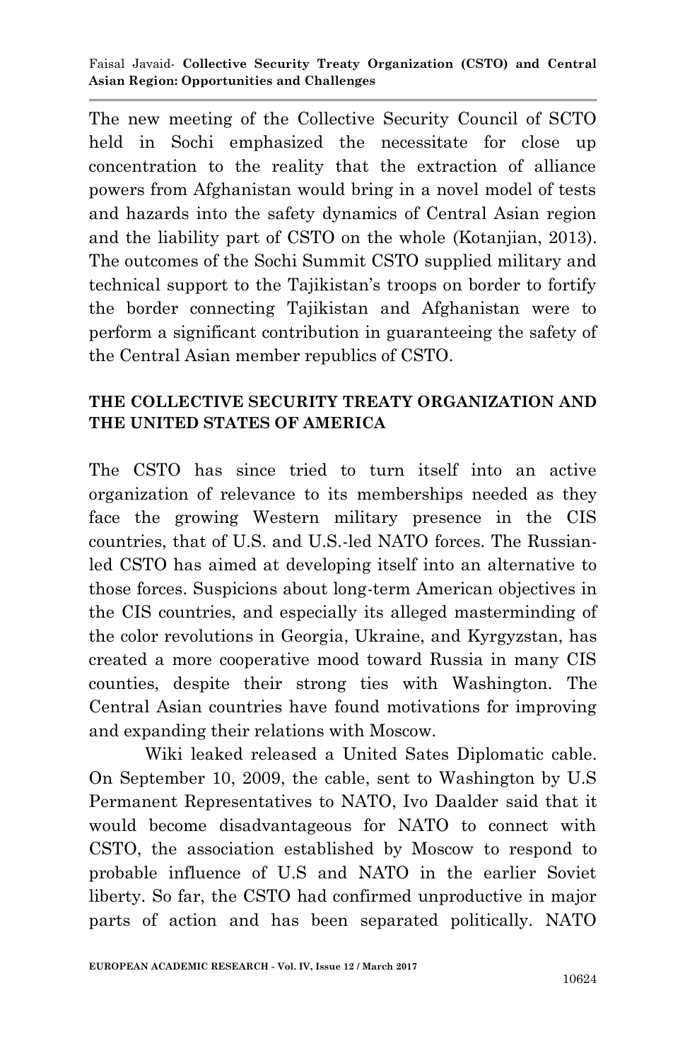The new meeting of the Collective Security Council of SCTO held in Sochi emphasized the necessitate for close up concentration to the reality that the extraction of alliance powers from Afghanistan would bring in a novel model of tests and hazards into the safety dynamics of Central Asian region and the liability part of CSTO on the whole (Kotanjian, 2013). The outcomes of the Sochi Summit CSTO supplied military and technical support to the Tajikistan's troops on border to fortify the border connecting Tajikistan and Afghanistan were to perform a significant contribution in guaranteeing the safety of the Central Asian member republics of CSTO.

## THE COLLECTIVE SECURITY TREATY ORGANIZATION AND THE UNITED STATES OF AMERICA

The CSTO has since tried to turn itself into an active organization of relevance to its memberships needed as they face the growing Western military presence in the CIS countries, that of U.S. and U.S.-led NATO forces. The Russian-led CSTO has aimed at developing itself into an alternative to those forces. Suspicions about long-term American objectives in the CIS countries, and especially its alleged masterminding of the color revolutions in Georgia, Ukraine, and Kyrgyzstan, has created a more cooperative mood toward Russia in many CIS counties, despite their strong ties with Washington. The Central Asian countries have found motivations for improving and expanding their relations with Moscow.

Wiki leaked released a United Sates Diplomatic cable. On September 10, 2009, the cable, sent to Washington by U.S Permanent Representatives to NATO, Ivo Daalder said that it would become disadvantageous for NATO to connect with CSTO, the association established by Moscow to respond to probable influence of U.S and NATO in the earlier Soviet liberty. So far, the CSTO had confirmed unproductive in major parts of action and has been separated politically. NATO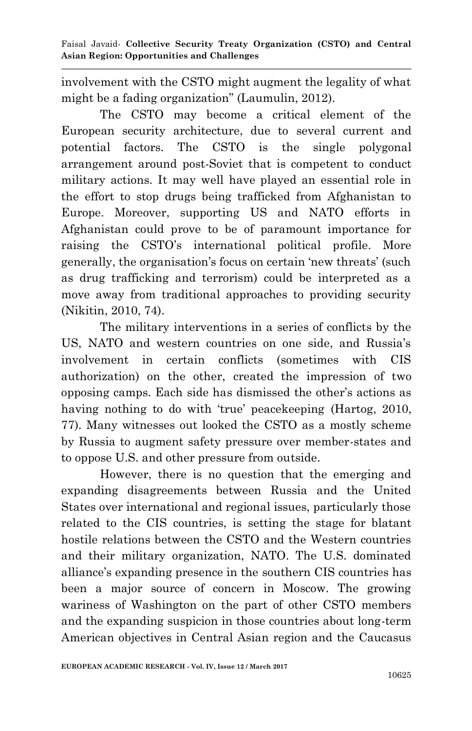involvement with the CSTO might augment the legality of what might be a fading organization" (Laumulin, 2012).

The CSTO may become a critical element of the European security architecture, due to several current and potential factors. The CSTO is the single polygonal arrangement around post-Soviet that is competent to conduct military actions. It may well have played an essential role in the effort to stop drugs being trafficked from Afghanistan to Europe. Moreover, supporting US and NATO efforts in Afghanistan could prove to be of paramount importance for raising the CSTO's international political profile. More generally, the organisation's focus on certain 'new threats' (such as drug trafficking and terrorism) could be interpreted as a move away from traditional approaches to providing security (Nikitin, 2010, 74).

The military interventions in a series of conflicts by the US, NATO and western countries on one side, and Russia's involvement in certain conflicts (sometimes with CIS authorization) on the other, created the impression of two opposing camps. Each side has dismissed the other's actions as having nothing to do with 'true' peacekeeping (Hartog, 2010, 77). Many witnesses out looked the CSTO as a mostly scheme by Russia to augment safety pressure over member-states and to oppose U.S. and other pressure from outside.

However, there is no question that the emerging and expanding disagreements between Russia and the United States over international and regional issues, particularly those related to the CIS countries, is setting the stage for blatant hostile relations between the CSTO and the Western countries and their military organization, NATO. The U.S. dominated alliance's expanding presence in the southern CIS countries has been a major source of concern in Moscow. The growing wariness of Washington on the part of other CSTO members and the expanding suspicion in those countries about long-term American objectives in Central Asian region and the Caucasus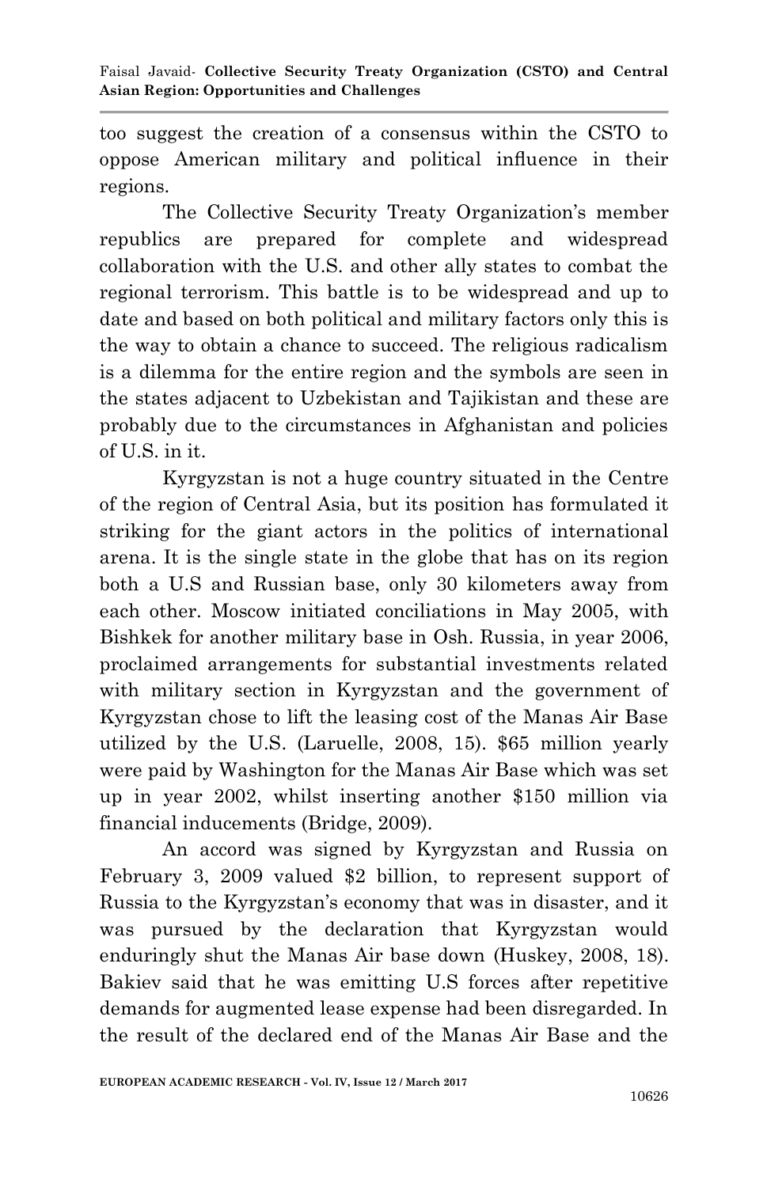too suggest the creation of a consensus within the CSTO to oppose American military and political influence in their regions.

The Collective Security Treaty Organization's member republics are prepared for complete and widespread collaboration with the U.S. and other ally states to combat the regional terrorism. This battle is to be widespread and up to date and based on both political and military factors only this is the way to obtain a chance to succeed. The religious radicalism is a dilemma for the entire region and the symbols are seen in the states adjacent to Uzbekistan and Tajikistan and these are probably due to the circumstances in Afghanistan and policies of U.S. in it.

Kyrgyzstan is not a huge country situated in the Centre of the region of Central Asia, but its position has formulated it striking for the giant actors in the politics of international arena. It is the single state in the globe that has on its region both a U.S and Russian base, only 30 kilometers away from each other. Moscow initiated conciliations in May 2005, with Bishkek for another military base in Osh. Russia, in year 2006, proclaimed arrangements for substantial investments related with military section in Kyrgyzstan and the government of Kyrgyzstan chose to lift the leasing cost of the Manas Air Base utilized by the U.S. (Laruelle, 2008, 15). $65 million yearly were paid by Washington for the Manas Air Base which was set up in year 2002, whilst inserting another $150 million via financial inducements (Bridge, 2009).

An accord was signed by Kyrgyzstan and Russia on February 3, 2009 valued $2 billion, to represent support of Russia to the Kyrgyzstan's economy that was in disaster, and it was pursued by the declaration that Kyrgyzstan would enduringly shut the Manas Air base down (Huskey, 2008, 18). Bakiev said that he was emitting U.S forces after repetitive demands for augmented lease expense had been disregarded. In the result of the declared end of the Manas Air Base and the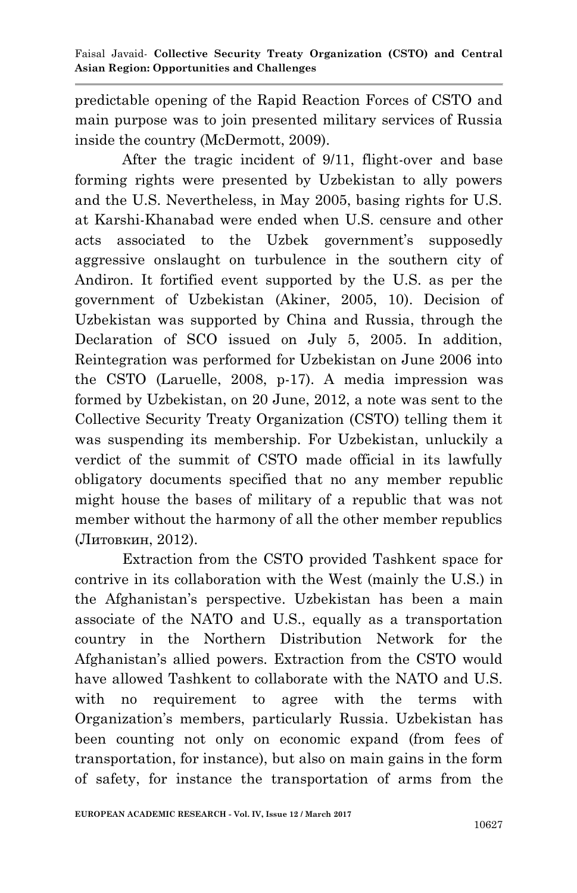predictable opening of the Rapid Reaction Forces of CSTO and main purpose was to join presented military services of Russia inside the country (McDermott, 2009).

After the tragic incident of 9/11, flight-over and base forming rights were presented by Uzbekistan to ally powers and the U.S. Nevertheless, in May 2005, basing rights for U.S. at Karshi-Khanabad were ended when U.S. censure and other acts associated to the Uzbek government's supposedly aggressive onslaught on turbulence in the southern city of Andiron. It fortified event supported by the U.S. as per the government of Uzbekistan (Akiner, 2005, 10). Decision of Uzbekistan was supported by China and Russia, through the Declaration of SCO issued on July 5, 2005. In addition, Reintegration was performed for Uzbekistan on June 2006 into the CSTO (Laruelle, 2008, p-17). A media impression was formed by Uzbekistan, on 20 June, 2012, a note was sent to the Collective Security Treaty Organization (CSTO) telling them it was suspending its membership. For Uzbekistan, unluckily a verdict of the summit of CSTO made official in its lawfully obligatory documents specified that no any member republic might house the bases of military of a republic that was not member without the harmony of all the other member republics (Литовкин, 2012).

Extraction from the CSTO provided Tashkent space for contrive in its collaboration with the West (mainly the U.S.) in the Afghanistan's perspective. Uzbekistan has been a main associate of the NATO and U.S., equally as a transportation country in the Northern Distribution Network for the Afghanistan's allied powers. Extraction from the CSTO would have allowed Tashkent to collaborate with the NATO and U.S. with no requirement to agree with the terms with Organization's members, particularly Russia. Uzbekistan has been counting not only on economic expand (from fees of transportation, for instance), but also on main gains in the form of safety, for instance the transportation of arms from the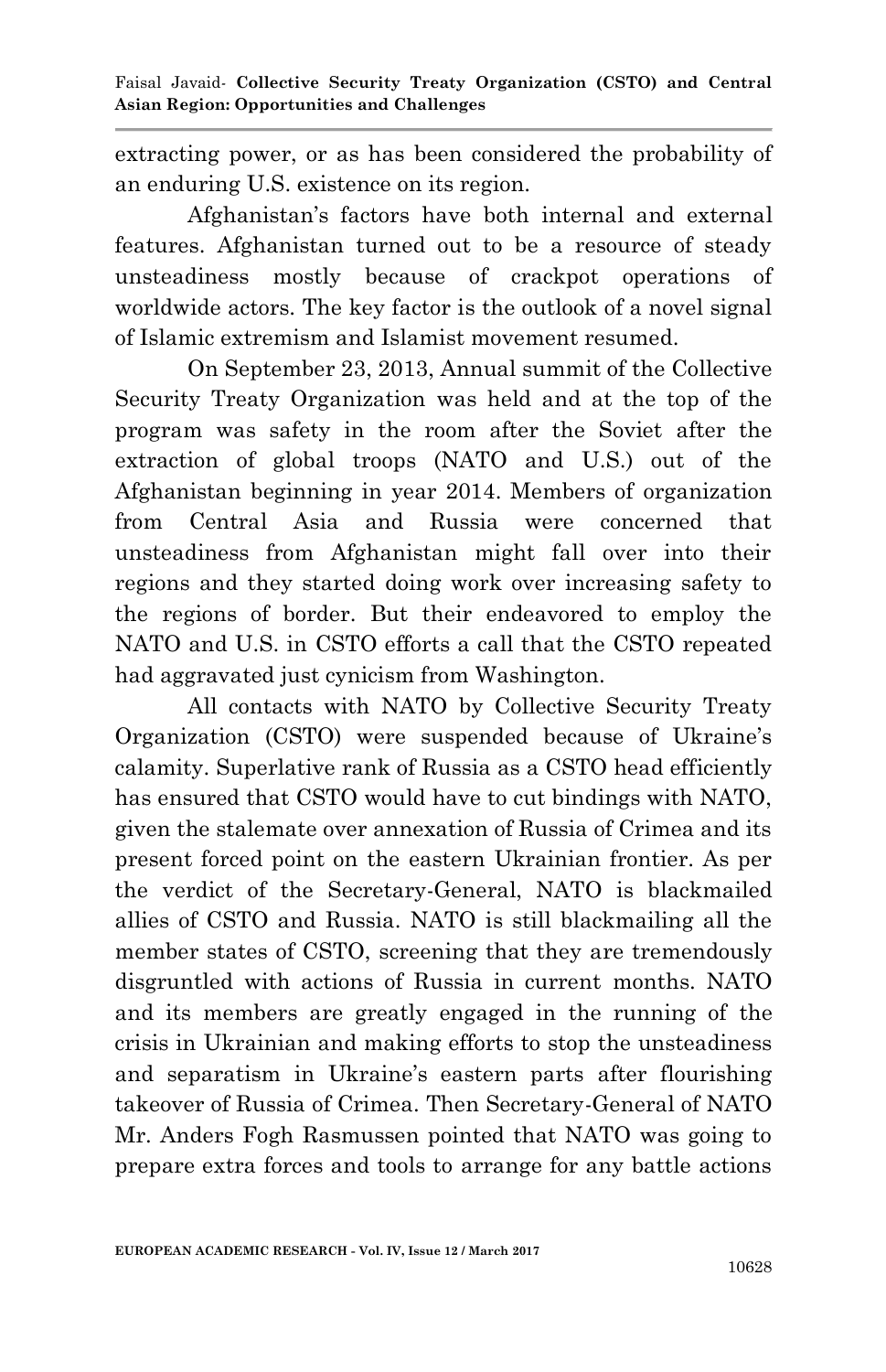extracting power, or as has been considered the probability of an enduring U.S. existence on its region.

Afghanistan's factors have both internal and external features. Afghanistan turned out to be a resource of steady unsteadiness mostly because of crackpot operations of worldwide actors. The key factor is the outlook of a novel signal of Islamic extremism and Islamist movement resumed.

On September 23, 2013, Annual summit of the Collective Security Treaty Organization was held and at the top of the program was safety in the room after the Soviet after the extraction of global troops (NATO and U.S.) out of the Afghanistan beginning in year 2014. Members of organization from Central Asia and Russia were concerned that unsteadiness from Afghanistan might fall over into their regions and they started doing work over increasing safety to the regions of border. But their endeavored to employ the NATO and U.S. in CSTO efforts a call that the CSTO repeated had aggravated just cynicism from Washington.

All contacts with NATO by Collective Security Treaty Organization (CSTO) were suspended because of Ukraine's calamity. Superlative rank of Russia as a CSTO head efficiently has ensured that CSTO would have to cut bindings with NATO, given the stalemate over annexation of Russia of Crimea and its present forced point on the eastern Ukrainian frontier. As per the verdict of the Secretary-General, NATO is blackmailed allies of CSTO and Russia. NATO is still blackmailing all the member states of CSTO, screening that they are tremendously disgruntled with actions of Russia in current months. NATO and its members are greatly engaged in the running of the crisis in Ukrainian and making efforts to stop the unsteadiness and separatism in Ukraine's eastern parts after flourishing takeover of Russia of Crimea. Then Secretary-General of NATO Mr. Anders Fogh Rasmussen pointed that NATO was going to prepare extra forces and tools to arrange for any battle actions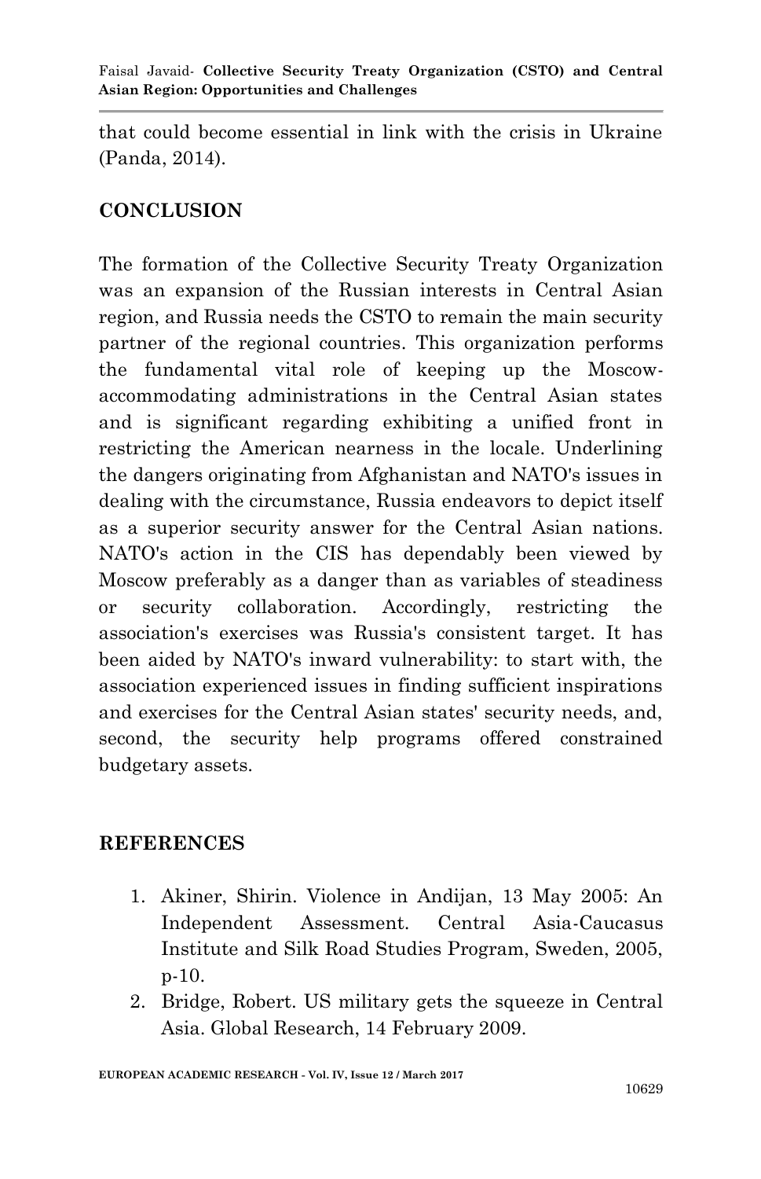that could become essential in link with the crisis in Ukraine (Panda, 2014).

## CONCLUSION

The formation of the Collective Security Treaty Organization was an expansion of the Russian interests in Central Asian region, and Russia needs the CSTO to remain the main security partner of the regional countries. This organization performs the fundamental vital role of keeping up the Moscow-accommodating administrations in the Central Asian states and is significant regarding exhibiting a unified front in restricting the American nearness in the locale. Underlining the dangers originating from Afghanistan and NATO's issues in dealing with the circumstance, Russia endeavors to depict itself as a superior security answer for the Central Asian nations. NATO's action in the CIS has dependably been viewed by Moscow preferably as a danger than as variables of steadiness or security collaboration. Accordingly, restricting the association's exercises was Russia's consistent target. It has been aided by NATO's inward vulnerability: to start with, the association experienced issues in finding sufficient inspirations and exercises for the Central Asian states' security needs, and, second, the security help programs offered constrained budgetary assets.

## REFERENCES

1. Akiner, Shirin. Violence in Andijan, 13 May 2005: An Independent Assessment. Central Asia-Caucasus Institute and Silk Road Studies Program, Sweden, 2005, p-10.
2. Bridge, Robert. US military gets the squeeze in Central Asia. Global Research, 14 February 2009.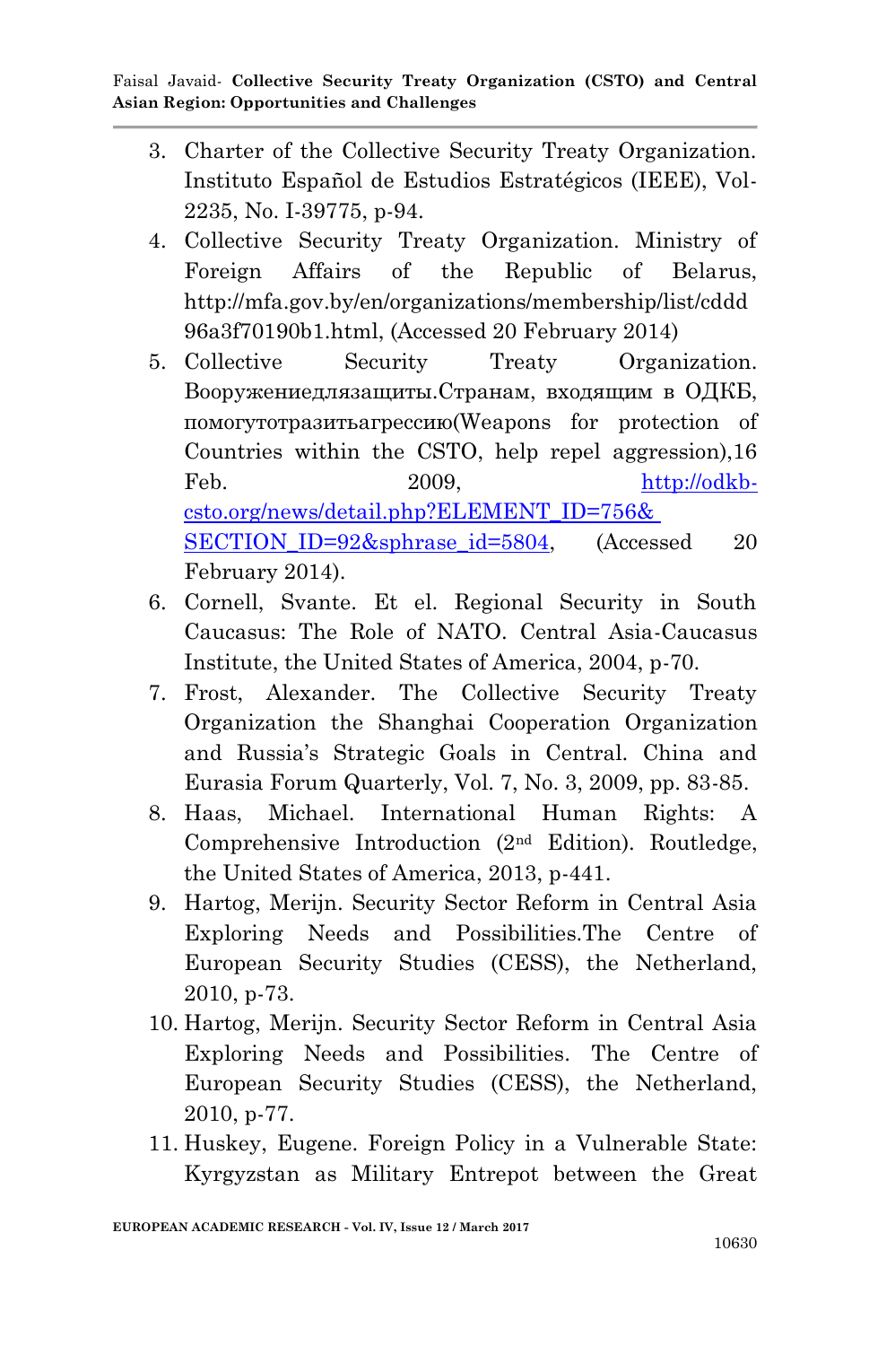3. Charter of the Collective Security Treaty Organization. Instituto Español de Estudios Estratégicos (IEEE), Vol-2235, No. I-39775, p-94.
4. Collective Security Treaty Organization. Ministry of Foreign Affairs of the Republic of Belarus, http://mfa.gov.by/en/organizations/membership/list/cddd96a3f70190b1.html, (Accessed 20 February 2014)
5. Collective Security Treaty Organization. Вооружениедлязащиты.Странам, входящим в ОДКБ, помогутотразитьагрессию(Weapons for protection of Countries within the CSTO, help repel aggression),16 Feb. 2009, [http://odkb-csto.org/news/detail.php?ELEMENT_ID=756&SECTION_ID=92&sphrase_id=5804](http://odkb-csto.org/news/detail.php?ELEMENT_ID=756&SECTION_ID=92&sphrase_id=5804), (Accessed 20 February 2014).
6. Cornell, Svante. Et el. Regional Security in South Caucasus: The Role of NATO. Central Asia-Caucasus Institute, the United States of America, 2004, p-70.
7. Frost, Alexander. The Collective Security Treaty Organization the Shanghai Cooperation Organization and Russia's Strategic Goals in Central. China and Eurasia Forum Quarterly, Vol. 7, No. 3, 2009, pp. 83-85.
8. Haas, Michael. International Human Rights: A Comprehensive Introduction (2nd Edition). Routledge, the United States of America, 2013, p-441.
9. Hartog, Merijn. Security Sector Reform in Central Asia Exploring Needs and Possibilities.The Centre of European Security Studies (CESS), the Netherland, 2010, p-73.
10. Hartog, Merijn. Security Sector Reform in Central Asia Exploring Needs and Possibilities. The Centre of European Security Studies (CESS), the Netherland, 2010, p-77.
11. Huskey, Eugene. Foreign Policy in a Vulnerable State: Kyrgyzstan as Military Entrepot between the Great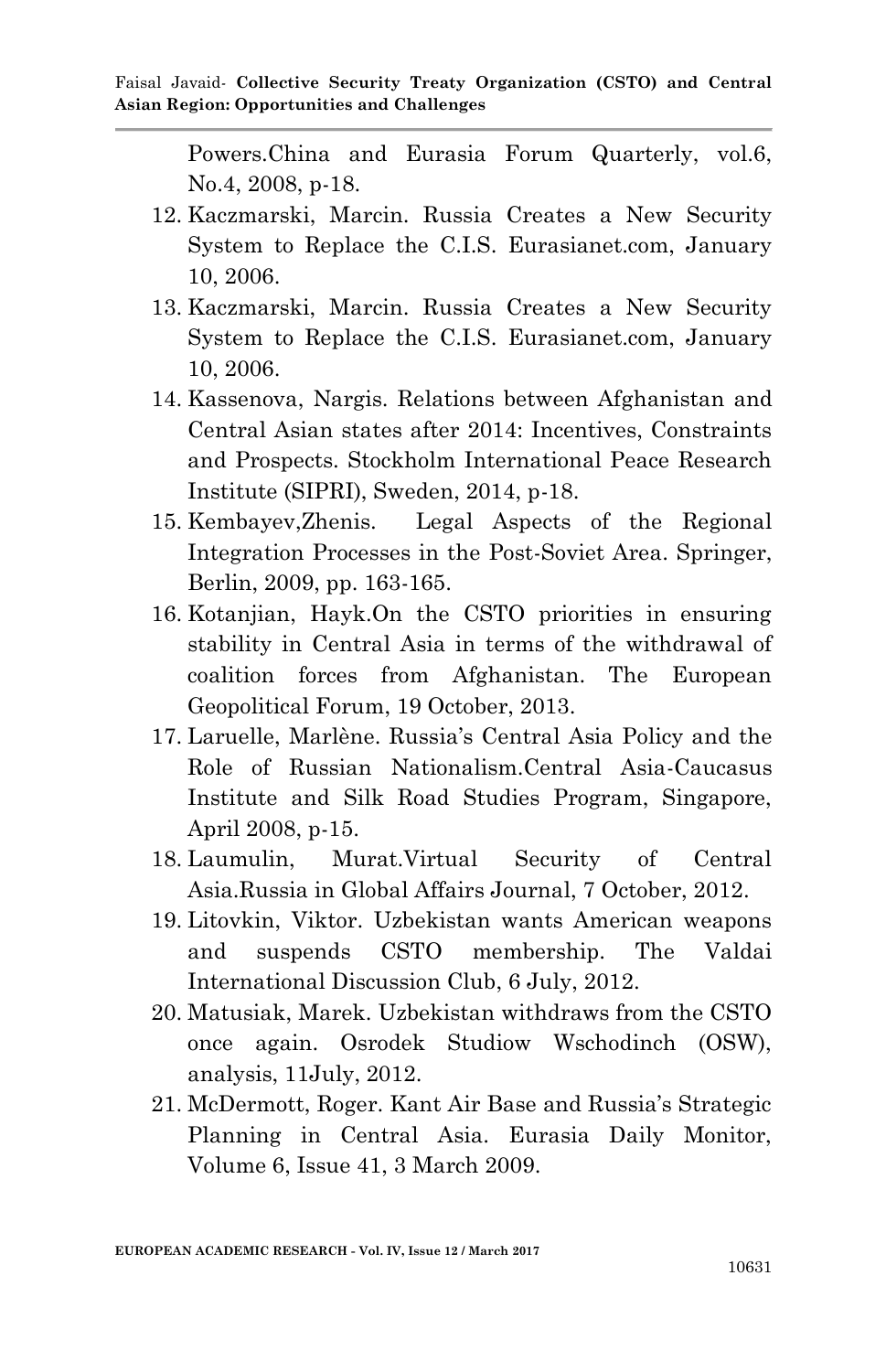Powers.China and Eurasia Forum Quarterly, vol.6, No.4, 2008, p-18.

12. Kaczmarski, Marcin. Russia Creates a New Security System to Replace the C.I.S. Eurasianet.com, January 10, 2006.
13. Kaczmarski, Marcin. Russia Creates a New Security System to Replace the C.I.S. Eurasianet.com, January 10, 2006.
14. Kassenova, Nargis. Relations between Afghanistan and Central Asian states after 2014: Incentives, Constraints and Prospects. Stockholm International Peace Research Institute (SIPRI), Sweden, 2014, p-18.
15. Kembayev,Zhenis. Legal Aspects of the Regional Integration Processes in the Post-Soviet Area. Springer, Berlin, 2009, pp. 163-165.
16. Kotanjian, Hayk.On the CSTO priorities in ensuring stability in Central Asia in terms of the withdrawal of coalition forces from Afghanistan. The European Geopolitical Forum, 19 October, 2013.
17. Laruelle, Marlène. Russia's Central Asia Policy and the Role of Russian Nationalism.Central Asia-Caucasus Institute and Silk Road Studies Program, Singapore, April 2008, p-15.
18. Laumulin, Murat.Virtual Security of Central Asia.Russia in Global Affairs Journal, 7 October, 2012.
19. Litovkin, Viktor. Uzbekistan wants American weapons and suspends CSTO membership. The Valdai International Discussion Club, 6 July, 2012.
20. Matusiak, Marek. Uzbekistan withdraws from the CSTO once again. Osrodek Studiow Wschodinch (OSW), analysis, 11July, 2012.
21. McDermott, Roger. Kant Air Base and Russia's Strategic Planning in Central Asia. Eurasia Daily Monitor, Volume 6, Issue 41, 3 March 2009.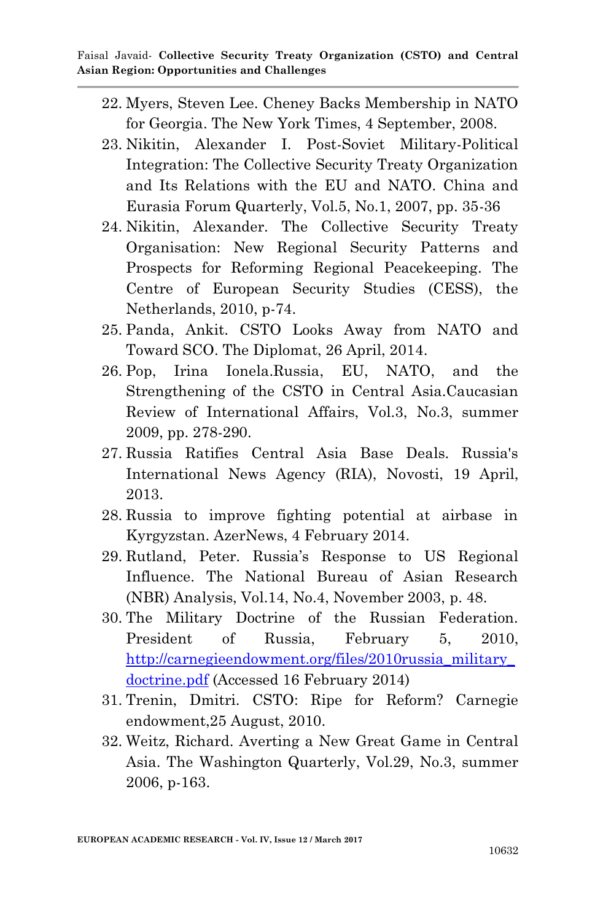22. Myers, Steven Lee. Cheney Backs Membership in NATO for Georgia. The New York Times, 4 September, 2008.
23. Nikitin, Alexander I. Post-Soviet Military-Political Integration: The Collective Security Treaty Organization and Its Relations with the EU and NATO. China and Eurasia Forum Quarterly, Vol.5, No.1, 2007, pp. 35-36
24. Nikitin, Alexander. The Collective Security Treaty Organisation: New Regional Security Patterns and Prospects for Reforming Regional Peacekeeping. The Centre of European Security Studies (CESS), the Netherlands, 2010, p-74.
25. Panda, Ankit. CSTO Looks Away from NATO and Toward SCO. The Diplomat, 26 April, 2014.
26. Pop, Irina Ionela.Russia, EU, NATO, and the Strengthening of the CSTO in Central Asia.Caucasian Review of International Affairs, Vol.3, No.3, summer 2009, pp. 278-290.
27. Russia Ratifies Central Asia Base Deals. Russia's International News Agency (RIA), Novosti, 19 April, 2013.
28. Russia to improve fighting potential at airbase in Kyrgyzstan. AzerNews, 4 February 2014.
29. Rutland, Peter. Russia's Response to US Regional Influence. The National Bureau of Asian Research (NBR) Analysis, Vol.14, No.4, November 2003, p. 48.
30. The Military Doctrine of the Russian Federation. President of Russia, February 5, 2010, http://carnegieendowment.org/files/2010russia_military_doctrine.pdf (Accessed 16 February 2014)
31. Trenin, Dmitri. CSTO: Ripe for Reform? Carnegie endowment,25 August, 2010.
32. Weitz, Richard. Averting a New Great Game in Central Asia. The Washington Quarterly, Vol.29, No.3, summer 2006, p-163.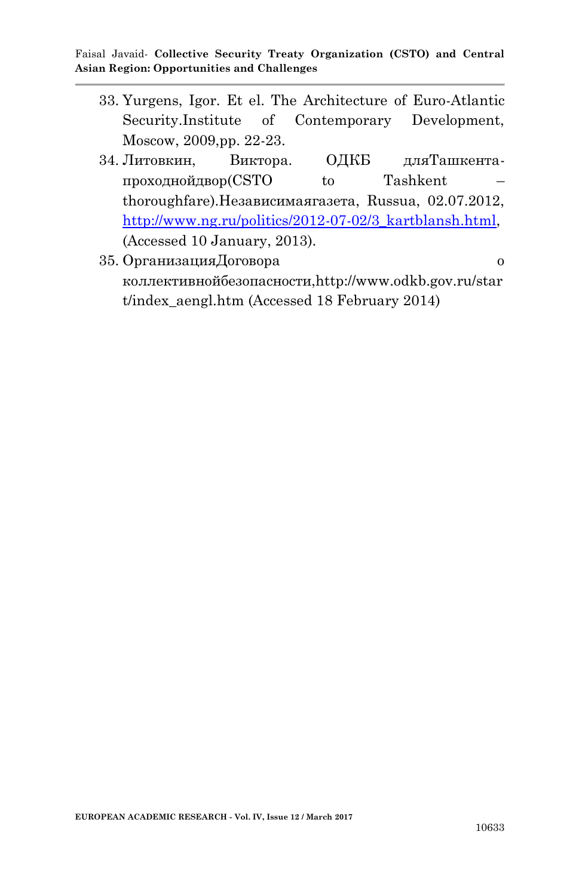33. Yurgens, Igor. Et el. The Architecture of Euro-Atlantic Security.Institute of Contemporary Development, Moscow, 2009,pp. 22-23.
34. Литовкин, Виктора. ОДКБ дляТашкента-проходнойдвор(CSTO to Tashkent – thoroughfare).Независимаягазета, Russua, 02.07.2012, http://www.ng.ru/politics/2012-07-02/3_kartblansh.html, (Accessed 10 January, 2013).
35. ОрганизацияДоговора о коллективнойбезопасности,http://www.odkb.gov.ru/start/index_aengl.htm (Accessed 18 February 2014)